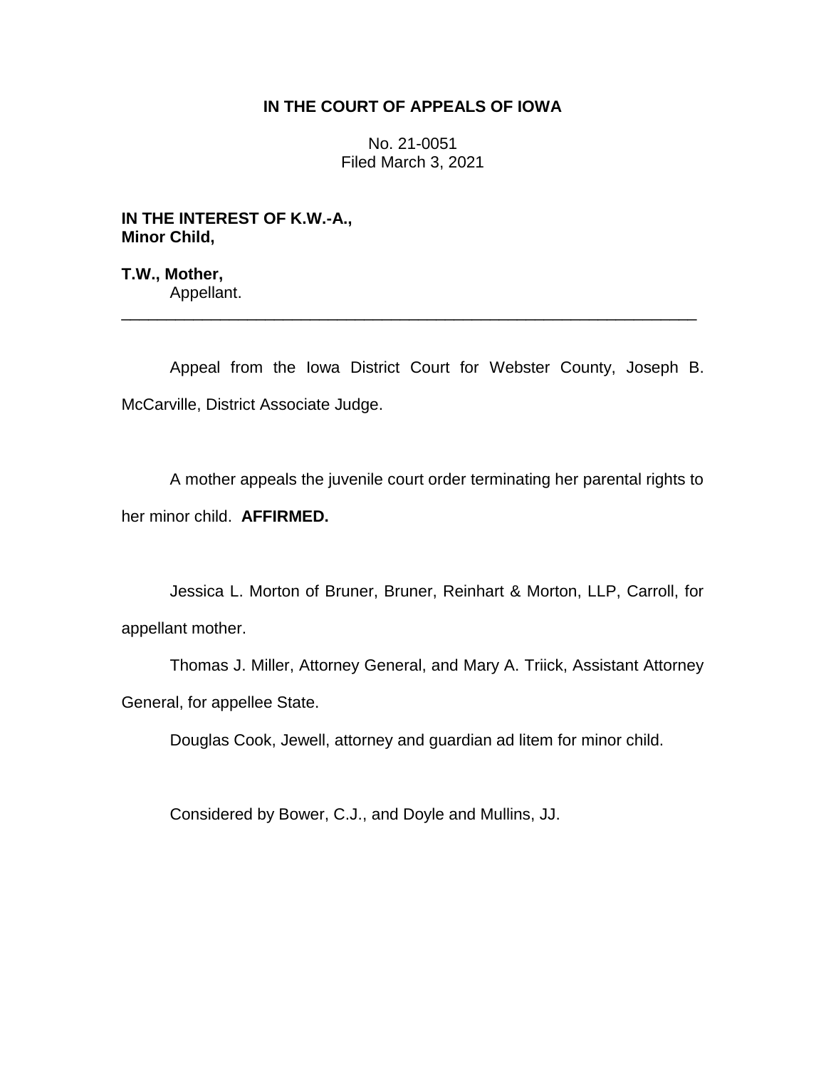**IN THE COURT OF APPEALS OF IOWA**

No. 21-0051
Filed March 3, 2021

**IN THE INTEREST OF K.W.-A., Minor Child,**

**T.W., Mother,**
Appellant.

---

Appeal from the Iowa District Court for Webster County, Joseph B. McCarville, District Associate Judge.

A mother appeals the juvenile court order terminating her parental rights to her minor child. **AFFIRMED.**

Jessica L. Morton of Bruner, Bruner, Reinhart & Morton, LLP, Carroll, for appellant mother.

Thomas J. Miller, Attorney General, and Mary A. Triick, Assistant Attorney General, for appellee State.

Douglas Cook, Jewell, attorney and guardian ad litem for minor child.

Considered by Bower, C.J., and Doyle and Mullins, JJ.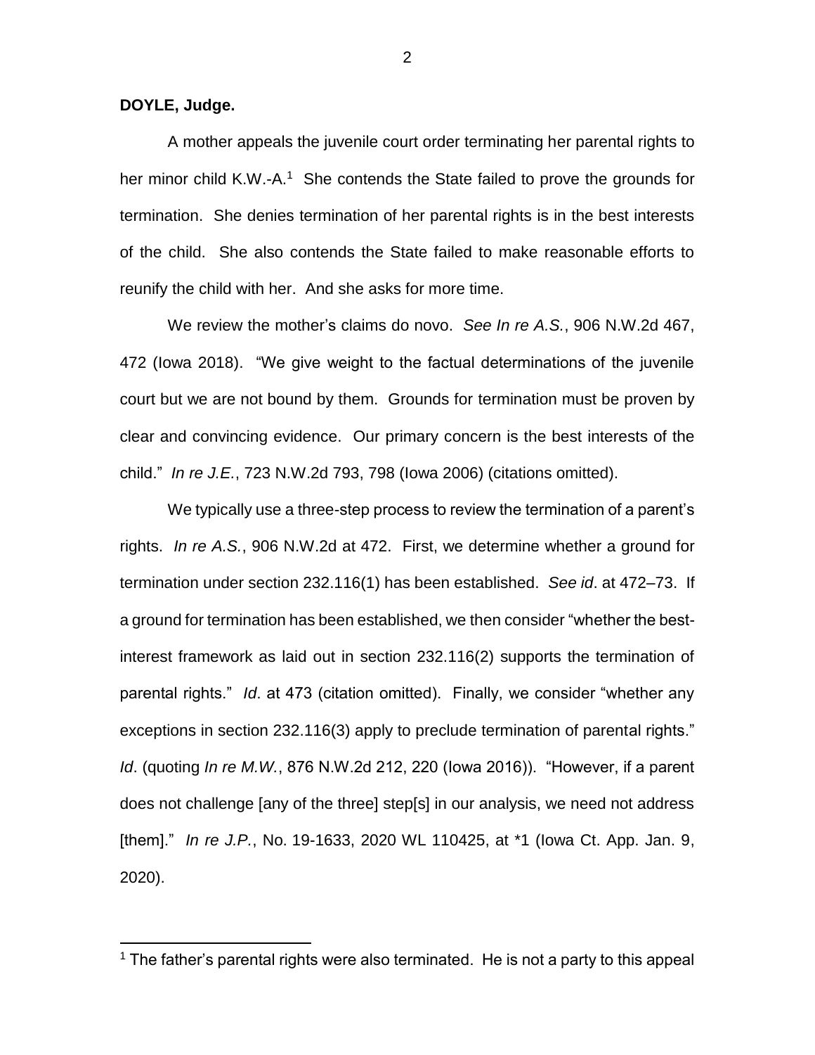**DOYLE, Judge.**

A mother appeals the juvenile court order terminating her parental rights to her minor child K.W.-A.[1] She contends the State failed to prove the grounds for termination. She denies termination of her parental rights is in the best interests of the child. She also contends the State failed to make reasonable efforts to reunify the child with her. And she asks for more time.

We review the mother's claims do novo. *See In re A.S.*, 906 N.W.2d 467, 472 (Iowa 2018). "We give weight to the factual determinations of the juvenile court but we are not bound by them. Grounds for termination must be proven by clear and convincing evidence. Our primary concern is the best interests of the child." *In re J.E.*, 723 N.W.2d 793, 798 (Iowa 2006) (citations omitted).

We typically use a three-step process to review the termination of a parent's rights. *In re A.S.*, 906 N.W.2d at 472. First, we determine whether a ground for termination under section 232.116(1) has been established. *See id*. at 472–73. If a ground for termination has been established, we then consider "whether the best-interest framework as laid out in section 232.116(2) supports the termination of parental rights." *Id*. at 473 (citation omitted). Finally, we consider "whether any exceptions in section 232.116(3) apply to preclude termination of parental rights." *Id*. (quoting *In re M.W.*, 876 N.W.2d 212, 220 (Iowa 2016)). "However, if a parent does not challenge [any of the three] step[s] in our analysis, we need not address [them]." *In re J.P.*, No. 19-1633, 2020 WL 110425, at *1 (Iowa Ct. App. Jan. 9, 2020).

---

[1] The father's parental rights were also terminated. He is not a party to this appeal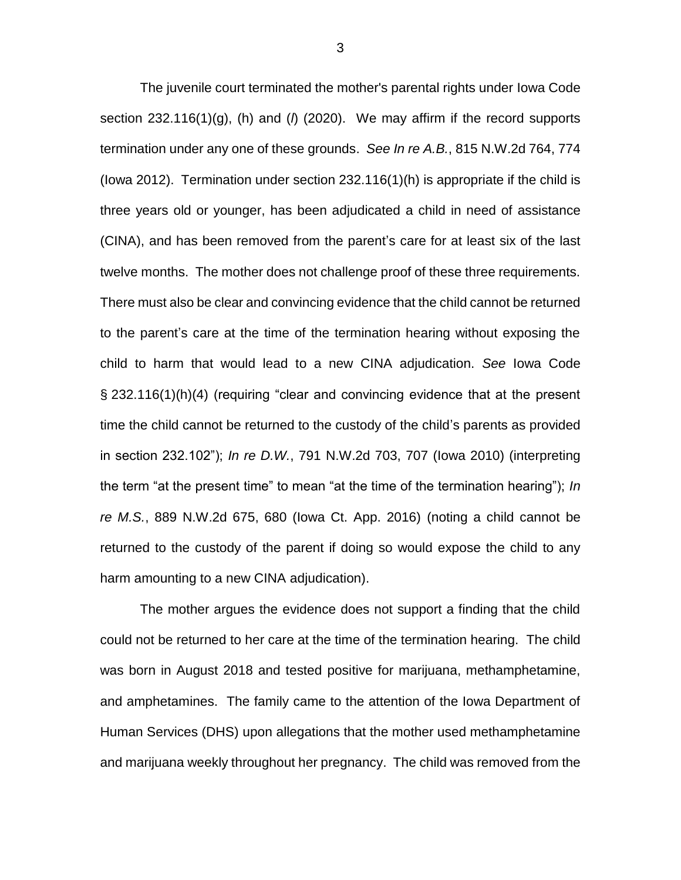The juvenile court terminated the mother's parental rights under Iowa Code section 232.116(1)(g), (h) and (*l*) (2020). We may affirm if the record supports termination under any one of these grounds. *See In re A.B.*, 815 N.W.2d 764, 774 (Iowa 2012). Termination under section 232.116(1)(h) is appropriate if the child is three years old or younger, has been adjudicated a child in need of assistance (CINA), and has been removed from the parent's care for at least six of the last twelve months. The mother does not challenge proof of these three requirements. There must also be clear and convincing evidence that the child cannot be returned to the parent's care at the time of the termination hearing without exposing the child to harm that would lead to a new CINA adjudication. *See* Iowa Code § 232.116(1)(h)(4) (requiring "clear and convincing evidence that at the present time the child cannot be returned to the custody of the child's parents as provided in section 232.102"); *In re D.W.*, 791 N.W.2d 703, 707 (Iowa 2010) (interpreting the term "at the present time" to mean "at the time of the termination hearing"); *In re M.S.*, 889 N.W.2d 675, 680 (Iowa Ct. App. 2016) (noting a child cannot be returned to the custody of the parent if doing so would expose the child to any harm amounting to a new CINA adjudication).

The mother argues the evidence does not support a finding that the child could not be returned to her care at the time of the termination hearing. The child was born in August 2018 and tested positive for marijuana, methamphetamine, and amphetamines. The family came to the attention of the Iowa Department of Human Services (DHS) upon allegations that the mother used methamphetamine and marijuana weekly throughout her pregnancy. The child was removed from the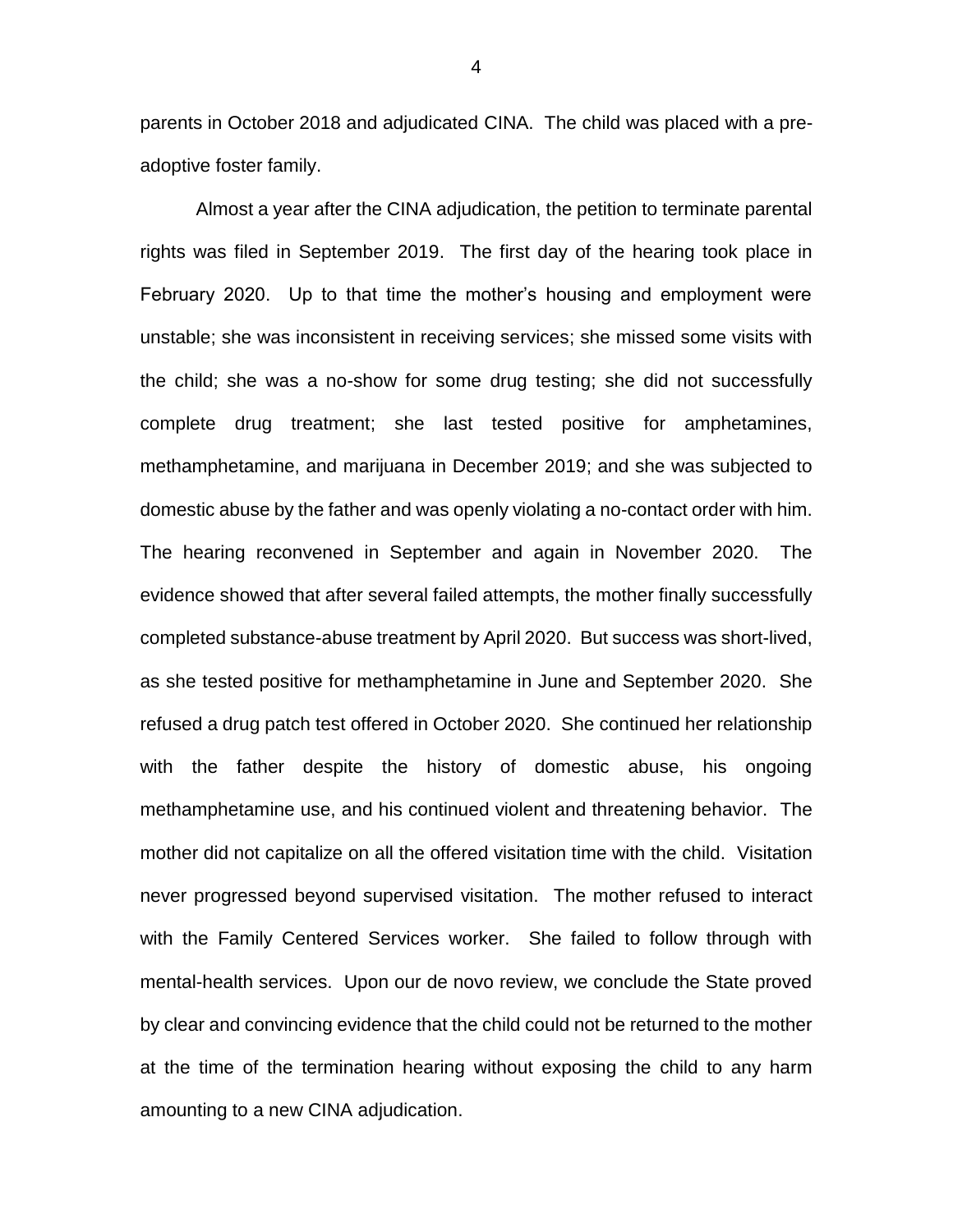parents in October 2018 and adjudicated CINA. The child was placed with a pre-adoptive foster family.

Almost a year after the CINA adjudication, the petition to terminate parental rights was filed in September 2019. The first day of the hearing took place in February 2020. Up to that time the mother's housing and employment were unstable; she was inconsistent in receiving services; she missed some visits with the child; she was a no-show for some drug testing; she did not successfully complete drug treatment; she last tested positive for amphetamines, methamphetamine, and marijuana in December 2019; and she was subjected to domestic abuse by the father and was openly violating a no-contact order with him. The hearing reconvened in September and again in November 2020. The evidence showed that after several failed attempts, the mother finally successfully completed substance-abuse treatment by April 2020. But success was short-lived, as she tested positive for methamphetamine in June and September 2020. She refused a drug patch test offered in October 2020. She continued her relationship with the father despite the history of domestic abuse, his ongoing methamphetamine use, and his continued violent and threatening behavior. The mother did not capitalize on all the offered visitation time with the child. Visitation never progressed beyond supervised visitation. The mother refused to interact with the Family Centered Services worker. She failed to follow through with mental-health services. Upon our de novo review, we conclude the State proved by clear and convincing evidence that the child could not be returned to the mother at the time of the termination hearing without exposing the child to any harm amounting to a new CINA adjudication.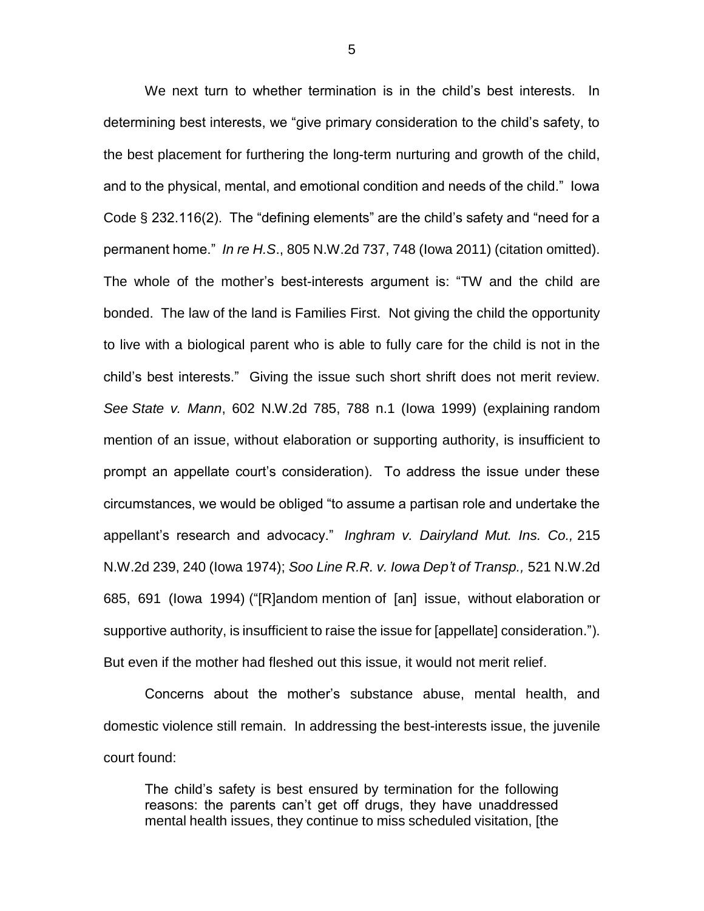We next turn to whether termination is in the child's best interests. In determining best interests, we "give primary consideration to the child's safety, to the best placement for furthering the long-term nurturing and growth of the child, and to the physical, mental, and emotional condition and needs of the child." Iowa Code § 232.116(2). The "defining elements" are the child's safety and "need for a permanent home." *In re H.S*., 805 N.W.2d 737, 748 (Iowa 2011) (citation omitted). The whole of the mother's best-interests argument is: "TW and the child are bonded. The law of the land is Families First. Not giving the child the opportunity to live with a biological parent who is able to fully care for the child is not in the child's best interests." Giving the issue such short shrift does not merit review. *See State v. Mann*, 602 N.W.2d 785, 788 n.1 (Iowa 1999) (explaining random mention of an issue, without elaboration or supporting authority, is insufficient to prompt an appellate court's consideration). To address the issue under these circumstances, we would be obliged "to assume a partisan role and undertake the appellant's research and advocacy." *Inghram v. Dairyland Mut. Ins. Co.,* 215 N.W.2d 239, 240 (Iowa 1974); *Soo Line R.R. v. Iowa Dep't of Transp.,* 521 N.W.2d 685, 691 (Iowa 1994) ("[R]andom mention of [an] issue, without elaboration or supportive authority, is insufficient to raise the issue for [appellate] consideration."). But even if the mother had fleshed out this issue, it would not merit relief.

Concerns about the mother's substance abuse, mental health, and domestic violence still remain. In addressing the best-interests issue, the juvenile court found:

> The child's safety is best ensured by termination for the following reasons: the parents can't get off drugs, they have unaddressed mental health issues, they continue to miss scheduled visitation, [the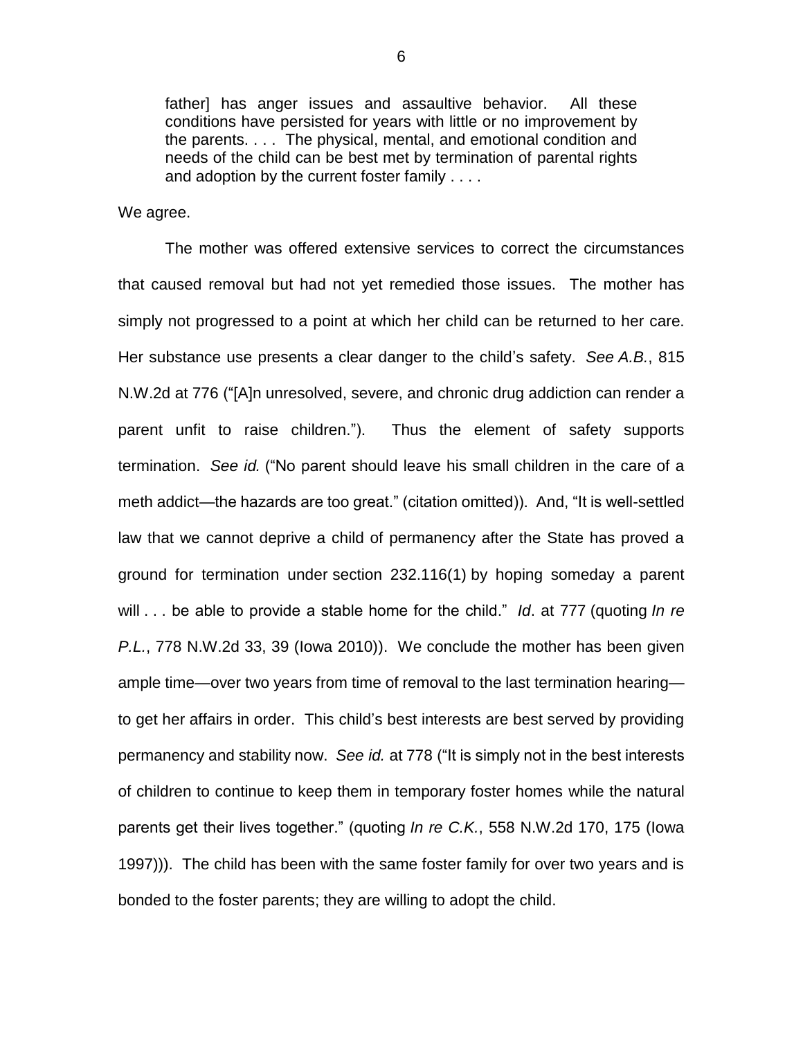> father] has anger issues and assaultive behavior. All these conditions have persisted for years with little or no improvement by the parents. . . . The physical, mental, and emotional condition and needs of the child can be best met by termination of parental rights and adoption by the current foster family . . . .

We agree.

The mother was offered extensive services to correct the circumstances that caused removal but had not yet remedied those issues. The mother has simply not progressed to a point at which her child can be returned to her care. Her substance use presents a clear danger to the child's safety. *See A.B.*, 815 N.W.2d at 776 ("[A]n unresolved, severe, and chronic drug addiction can render a parent unfit to raise children."). Thus the element of safety supports termination. *See id.* ("No parent should leave his small children in the care of a meth addict—the hazards are too great." (citation omitted)). And, "It is well-settled law that we cannot deprive a child of permanency after the State has proved a ground for termination under section 232.116(1) by hoping someday a parent will . . . be able to provide a stable home for the child." *Id*. at 777 (quoting *In re P.L.*, 778 N.W.2d 33, 39 (Iowa 2010)). We conclude the mother has been given ample time—over two years from time of removal to the last termination hearing—to get her affairs in order. This child's best interests are best served by providing permanency and stability now. *See id.* at 778 ("It is simply not in the best interests of children to continue to keep them in temporary foster homes while the natural parents get their lives together." (quoting *In re C.K.*, 558 N.W.2d 170, 175 (Iowa 1997))). The child has been with the same foster family for over two years and is bonded to the foster parents; they are willing to adopt the child.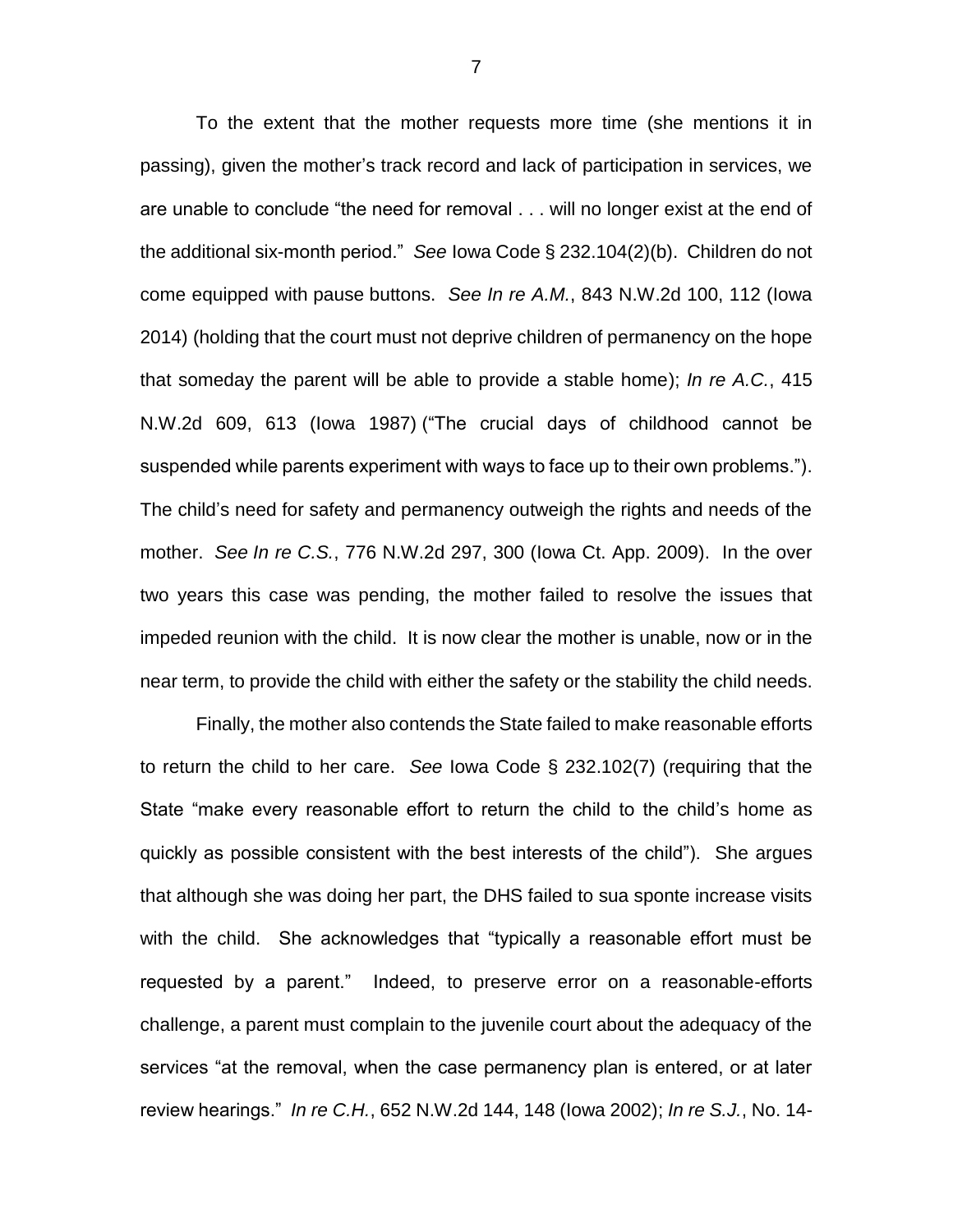To the extent that the mother requests more time (she mentions it in passing), given the mother's track record and lack of participation in services, we are unable to conclude "the need for removal . . . will no longer exist at the end of the additional six-month period." *See* Iowa Code § 232.104(2)(b). Children do not come equipped with pause buttons. *See In re A.M.*, 843 N.W.2d 100, 112 (Iowa 2014) (holding that the court must not deprive children of permanency on the hope that someday the parent will be able to provide a stable home); *In re A.C.*, 415 N.W.2d 609, 613 (Iowa 1987) ("The crucial days of childhood cannot be suspended while parents experiment with ways to face up to their own problems."). The child's need for safety and permanency outweigh the rights and needs of the mother. *See In re C.S.*, 776 N.W.2d 297, 300 (Iowa Ct. App. 2009). In the over two years this case was pending, the mother failed to resolve the issues that impeded reunion with the child. It is now clear the mother is unable, now or in the near term, to provide the child with either the safety or the stability the child needs.

Finally, the mother also contends the State failed to make reasonable efforts to return the child to her care. *See* Iowa Code § 232.102(7) (requiring that the State "make every reasonable effort to return the child to the child's home as quickly as possible consistent with the best interests of the child"). She argues that although she was doing her part, the DHS failed to sua sponte increase visits with the child. She acknowledges that "typically a reasonable effort must be requested by a parent." Indeed, to preserve error on a reasonable-efforts challenge, a parent must complain to the juvenile court about the adequacy of the services "at the removal, when the case permanency plan is entered, or at later review hearings." *In re C.H.*, 652 N.W.2d 144, 148 (Iowa 2002); *In re S.J.*, No. 14-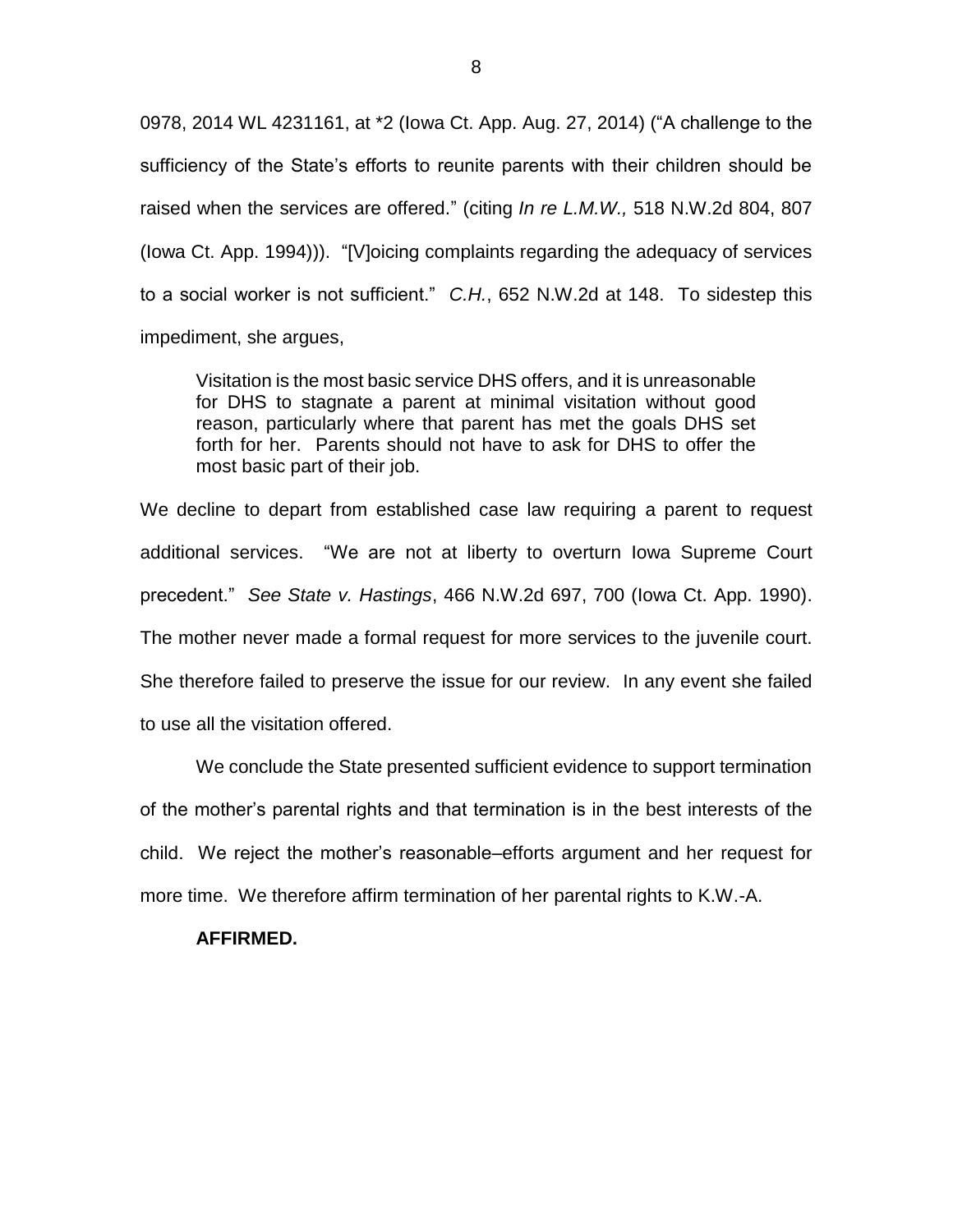0978, 2014 WL 4231161, at *2 (Iowa Ct. App. Aug. 27, 2014) ("A challenge to the sufficiency of the State's efforts to reunite parents with their children should be raised when the services are offered." (citing *In re L.M.W.,* 518 N.W.2d 804, 807 (Iowa Ct. App. 1994))). "[V]oicing complaints regarding the adequacy of services to a social worker is not sufficient." *C.H.*, 652 N.W.2d at 148. To sidestep this impediment, she argues,

> Visitation is the most basic service DHS offers, and it is unreasonable for DHS to stagnate a parent at minimal visitation without good reason, particularly where that parent has met the goals DHS set forth for her. Parents should not have to ask for DHS to offer the most basic part of their job.

We decline to depart from established case law requiring a parent to request additional services. "We are not at liberty to overturn Iowa Supreme Court precedent." *See State v. Hastings*, 466 N.W.2d 697, 700 (Iowa Ct. App. 1990). The mother never made a formal request for more services to the juvenile court. She therefore failed to preserve the issue for our review. In any event she failed to use all the visitation offered.

We conclude the State presented sufficient evidence to support termination of the mother's parental rights and that termination is in the best interests of the child. We reject the mother's reasonable–efforts argument and her request for more time. We therefore affirm termination of her parental rights to K.W.-A.

**AFFIRMED.**